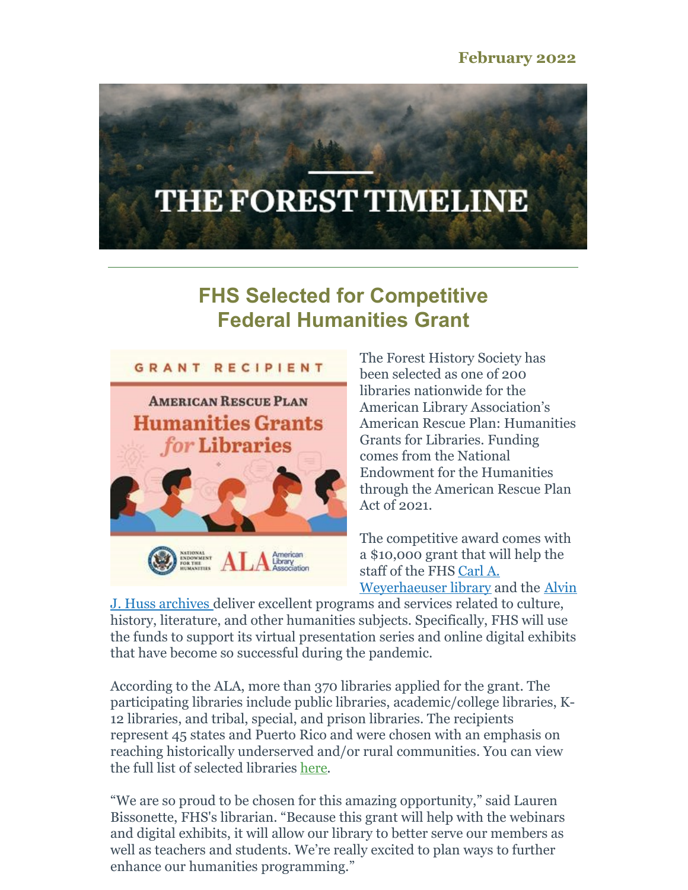February 2022

# THE FOREST TIMELINE

## FHS Selected for Competitive Federal Humanities Grant

The Forest History Society has been selected as one of 200 libraries nationwide for the American Library Association's American Rescue Plan: Humanities Grants for Libraries. Funding comes from the National Endowment for the Humanities through the American Rescue Plan Act of 2021.

The competitive award comes with a $10,000 grant that will help the staff of the FHS [Carl A. Weyerhaeuser library] and the [Alvin J. Huss archives] deliver excellent programs and services related to culture, history, literature, and other humanities subjects. Specifically, FHS will use the funds to support its virtual presentation series and online digital exhibits that have become so successful during the pandemic.

According to the ALA, more than 370 libraries applied for the grant. The participating libraries include public libraries, academic/college libraries, K-12 libraries, and tribal, special, and prison libraries. The recipients represent 45 states and Puerto Rico and were chosen with an emphasis on reaching historically underserved and/or rural communities. You can view the full list of selected libraries [here].

"We are so proud to be chosen for this amazing opportunity," said Lauren Bissonette, FHS's librarian. "Because this grant will help with the webinars and digital exhibits, it will allow our library to better serve our members as well as teachers and students. We're really excited to plan ways to further enhance our humanities programming."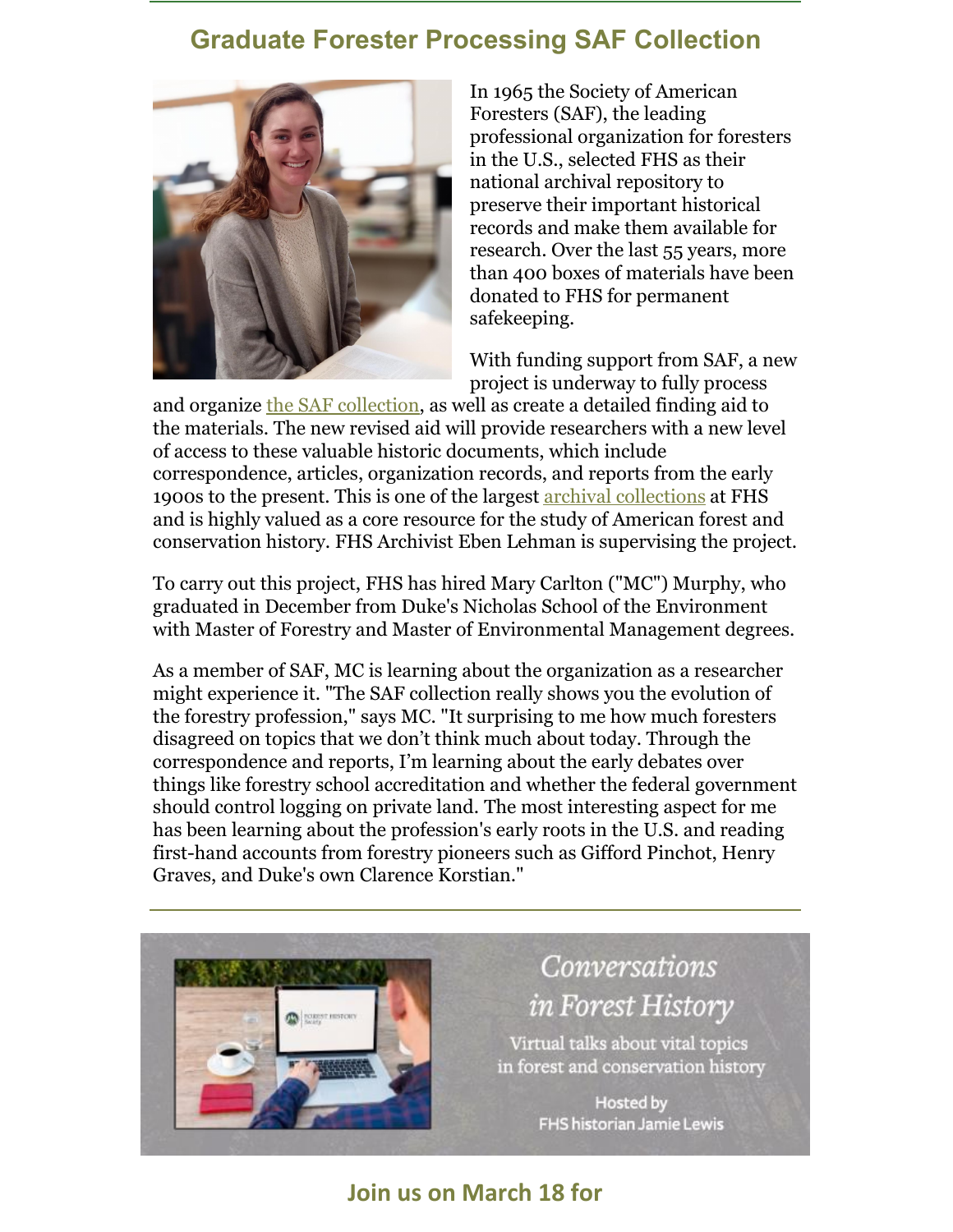## Graduate Forester Processing SAF Collection

In 1965 the Society of American Foresters (SAF), the leading professional organization for foresters in the U.S., selected FHS as their national archival repository to preserve their important historical records and make them available for research. Over the last 55 years, more than 400 boxes of materials have been donated to FHS for permanent safekeeping.

With funding support from SAF, a new project is underway to fully process and organize the SAF collection, as well as create a detailed finding aid to the materials. The new revised aid will provide researchers with a new level of access to these valuable historic documents, which include correspondence, articles, organization records, and reports from the early 1900s to the present. This is one of the largest archival collections at FHS and is highly valued as a core resource for the study of American forest and conservation history. FHS Archivist Eben Lehman is supervising the project.

To carry out this project, FHS has hired Mary Carlton ("MC") Murphy, who graduated in December from Duke's Nicholas School of the Environment with Master of Forestry and Master of Environmental Management degrees.

As a member of SAF, MC is learning about the organization as a researcher might experience it. "The SAF collection really shows you the evolution of the forestry profession," says MC. "It surprising to me how much foresters disagreed on topics that we don't think much about today. Through the correspondence and reports, I'm learning about the early debates over things like forestry school accreditation and whether the federal government should control logging on private land. The most interesting aspect for me has been learning about the profession's early roots in the U.S. and reading first-hand accounts from forestry pioneers such as Gifford Pinchot, Henry Graves, and Duke's own Clarence Korstian."

---

*Conversations in Forest History*

Virtual talks about vital topics in forest and conservation history

Hosted by FHS historian Jamie Lewis

## Join us on March 18 for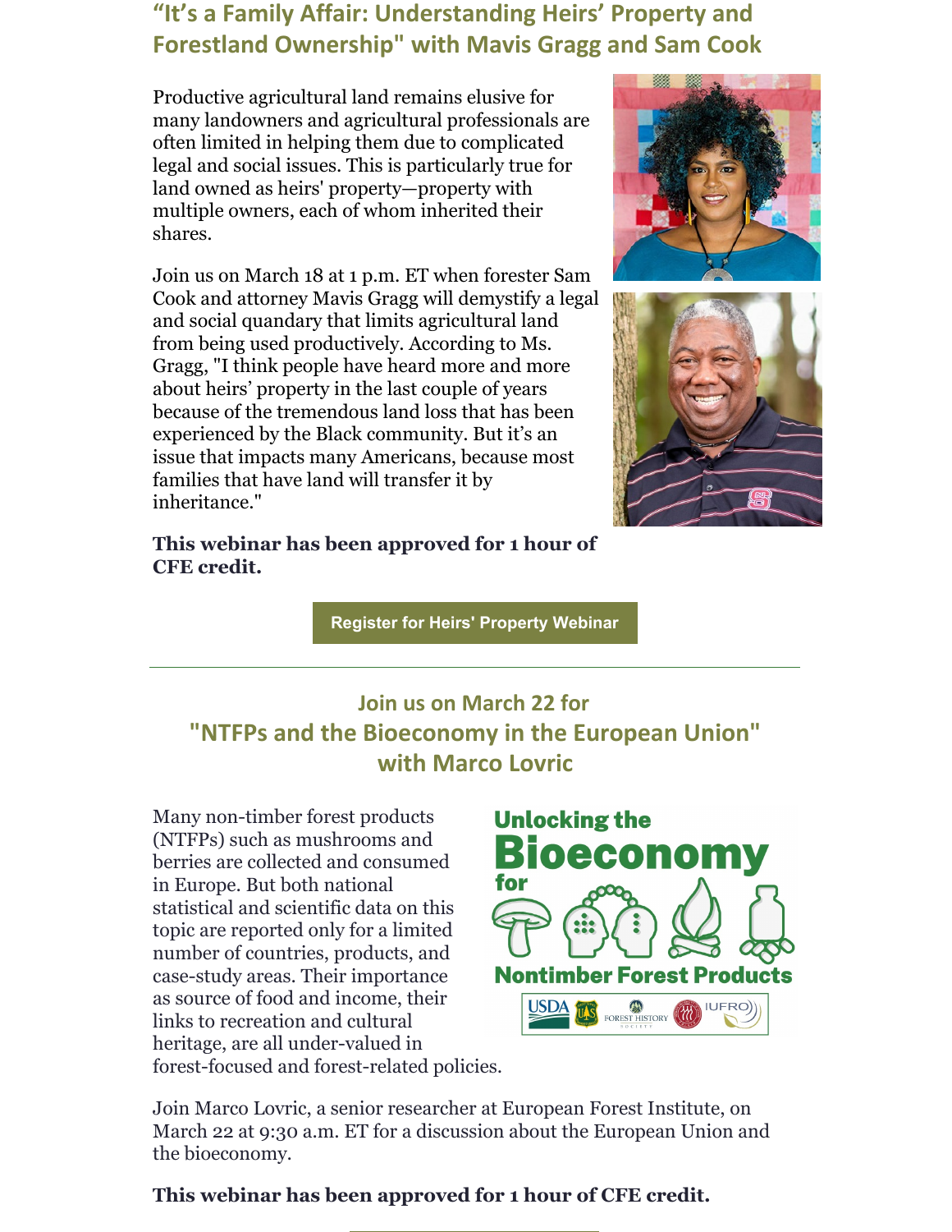## "It's a Family Affair: Understanding Heirs' Property and Forestland Ownership" with Mavis Gragg and Sam Cook

Productive agricultural land remains elusive for many landowners and agricultural professionals are often limited in helping them due to complicated legal and social issues. This is particularly true for land owned as heirs' property—property with multiple owners, each of whom inherited their shares.

Join us on March 18 at 1 p.m. ET when forester Sam Cook and attorney Mavis Gragg will demystify a legal and social quandary that limits agricultural land from being used productively. According to Ms. Gragg, "I think people have heard more and more about heirs' property in the last couple of years because of the tremendous land loss that has been experienced by the Black community. But it's an issue that impacts many Americans, because most families that have land will transfer it by inheritance."

**This webinar has been approved for 1 hour of CFE credit.**

Register for Heirs' Property Webinar

---

## Join us on March 22 for "NTFPs and the Bioeconomy in the European Union" with Marco Lovric

Many non-timber forest products (NTFPs) such as mushrooms and berries are collected and consumed in Europe. But both national statistical and scientific data on this topic are reported only for a limited number of countries, products, and case-study areas. Their importance as source of food and income, their links to recreation and cultural heritage, are all under-valued in forest-focused and forest-related policies.

Unlocking the Bioeconomy for Nontimber Forest Products

Join Marco Lovric, a senior researcher at European Forest Institute, on March 22 at 9:30 a.m. ET for a discussion about the European Union and the bioeconomy.

**This webinar has been approved for 1 hour of CFE credit.**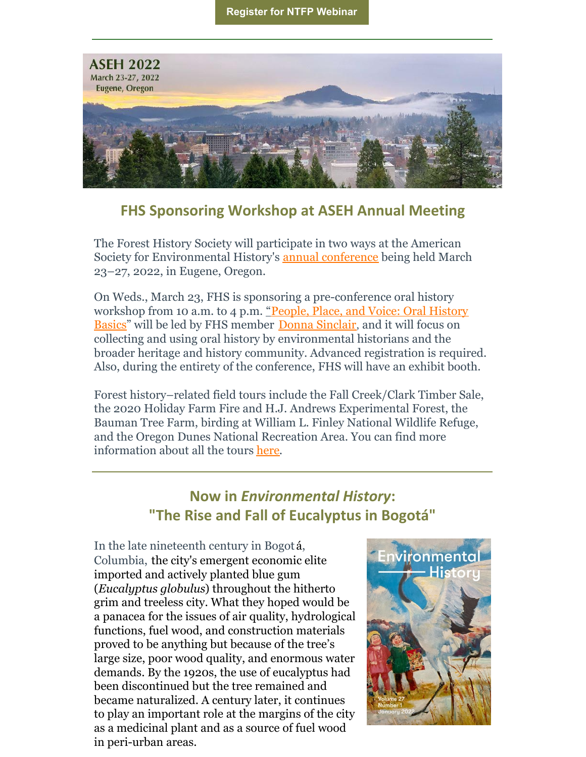Register for NTFP Webinar

## FHS Sponsoring Workshop at ASEH Annual Meeting

The Forest History Society will participate in two ways at the American Society for Environmental History's annual conference being held March 23–27, 2022, in Eugene, Oregon.

On Weds., March 23, FHS is sponsoring a pre-conference oral history workshop from 10 a.m. to 4 p.m. "People, Place, and Voice: Oral History Basics" will be led by FHS member Donna Sinclair, and it will focus on collecting and using oral history by environmental historians and the broader heritage and history community. Advanced registration is required. Also, during the entirety of the conference, FHS will have an exhibit booth.

Forest history–related field tours include the Fall Creek/Clark Timber Sale, the 2020 Holiday Farm Fire and H.J. Andrews Experimental Forest, the Bauman Tree Farm, birding at William L. Finley National Wildlife Refuge, and the Oregon Dunes National Recreation Area. You can find more information about all the tours here.

## Now in *Environmental History*: "The Rise and Fall of Eucalyptus in Bogotá"

In the late nineteenth century in Bogotá, Columbia, the city's emergent economic elite imported and actively planted blue gum (*Eucalyptus globulus*) throughout the hitherto grim and treeless city. What they hoped would be a panacea for the issues of air quality, hydrological functions, fuel wood, and construction materials proved to be anything but because of the tree's large size, poor wood quality, and enormous water demands. By the 1920s, the use of eucalyptus had been discontinued but the tree remained and became naturalized. A century later, it continues to play an important role at the margins of the city as a medicinal plant and as a source of fuel wood in peri-urban areas.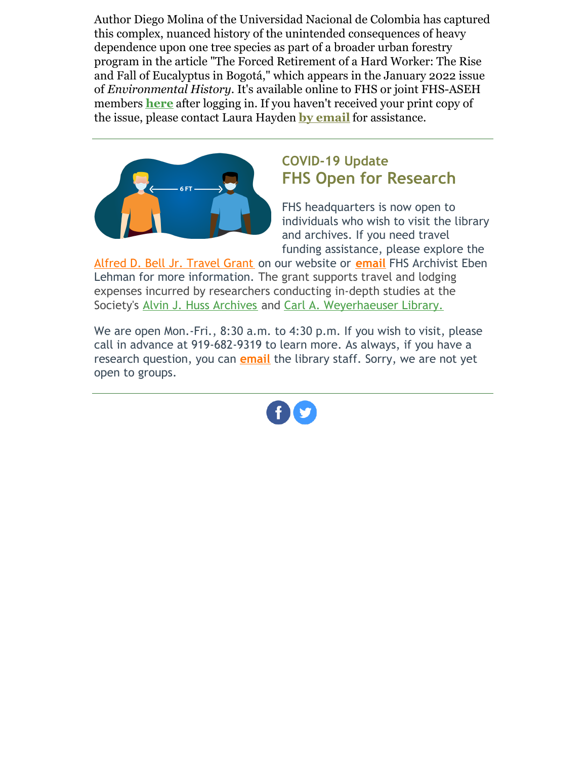Author Diego Molina of the Universidad Nacional de Colombia has captured this complex, nuanced history of the unintended consequences of heavy dependence upon one tree species as part of a broader urban forestry program in the article "The Forced Retirement of a Hard Worker: The Rise and Fall of Eucalyptus in Bogotá," which appears in the January 2022 issue of *Environmental History*. It's available online to FHS or joint FHS-ASEH members **here** after logging in. If you haven't received your print copy of the issue, please contact Laura Hayden **by email** for assistance.

---

### COVID-19 Update

## FHS Open for Research

FHS headquarters is now open to individuals who wish to visit the library and archives. If you need travel funding assistance, please explore the Alfred D. Bell Jr. Travel Grant on our website or **email** FHS Archivist Eben Lehman for more information. The grant supports travel and lodging expenses incurred by researchers conducting in-depth studies at the Society's Alvin J. Huss Archives and Carl A. Weyerhaeuser Library.

We are open Mon.-Fri., 8:30 a.m. to 4:30 p.m. If you wish to visit, please call in advance at 919-682-9319 to learn more. As always, if you have a research question, you can **email** the library staff. Sorry, we are not yet open to groups.

---